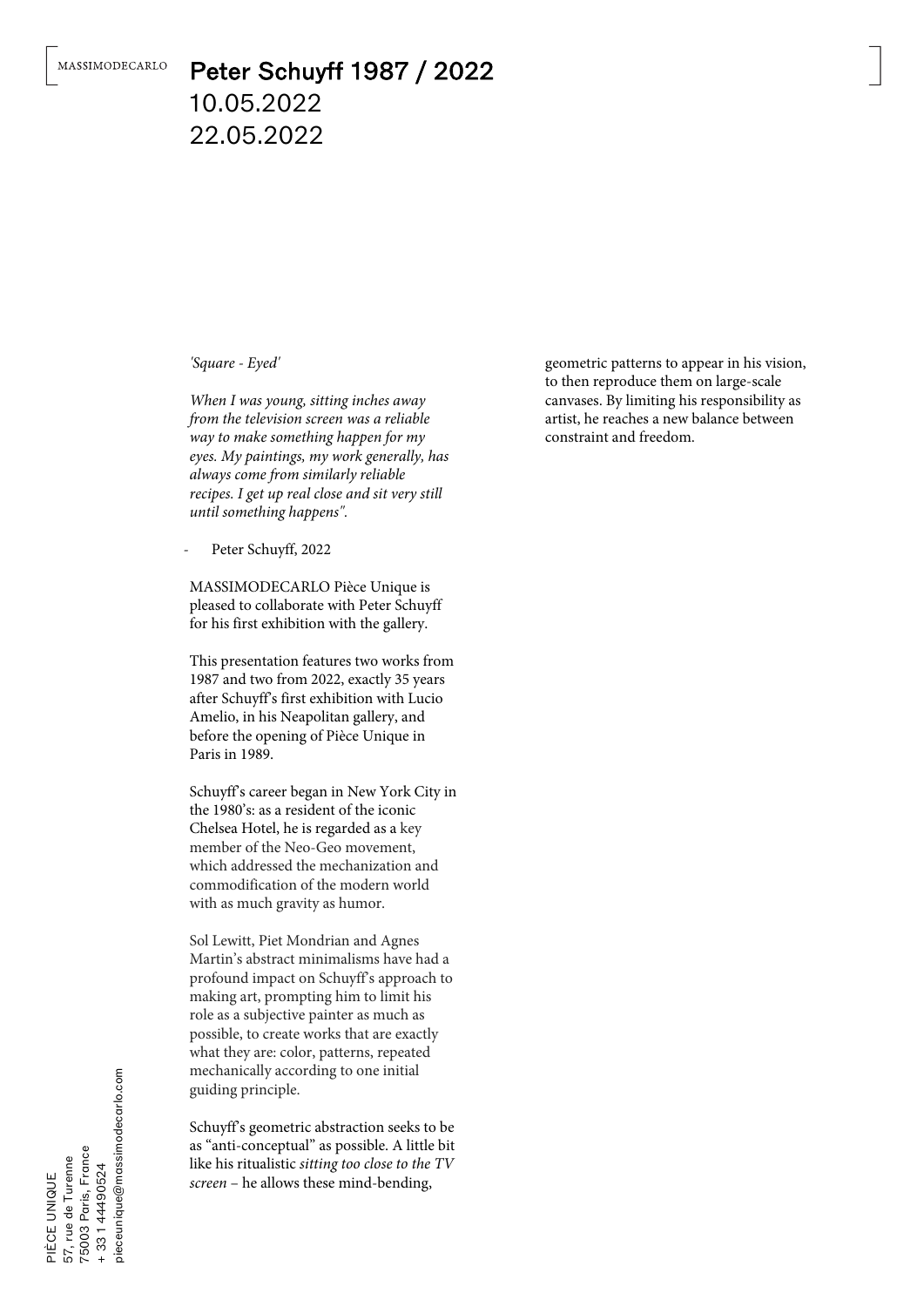MASSIMODECARLO

# Peter Schuyff 1987 / 2022

10.05.2022
22.05.2022

*'Square - Eyed'*

*When I was young, sitting inches away from the television screen was a reliable way to make something happen for my eyes. My paintings, my work generally, has always come from similarly reliable recipes. I get up real close and sit very still until something happens".*

- Peter Schuyff, 2022

MASSIMODECARLO Pièce Unique is pleased to collaborate with Peter Schuyff for his first exhibition with the gallery.

This presentation features two works from 1987 and two from 2022, exactly 35 years after Schuyff's first exhibition with Lucio Amelio, in his Neapolitan gallery, and before the opening of Pièce Unique in Paris in 1989.

Schuyff's career began in New York City in the 1980's: as a resident of the iconic Chelsea Hotel, he is regarded as a key member of the Neo-Geo movement, which addressed the mechanization and commodification of the modern world with as much gravity as humor.

Sol Lewitt, Piet Mondrian and Agnes Martin's abstract minimalisms have had a profound impact on Schuyff's approach to making art, prompting him to limit his role as a subjective painter as much as possible, to create works that are exactly what they are: color, patterns, repeated mechanically according to one initial guiding principle.

Schuyff's geometric abstraction seeks to be as "anti-conceptual" as possible. A little bit like his ritualistic *sitting too close to the TV screen* – he allows these mind-bending, geometric patterns to appear in his vision, to then reproduce them on large-scale canvases. By limiting his responsibility as artist, he reaches a new balance between constraint and freedom.

PIÈCE UNIQUE
57, rue de Turenne
75003 Paris, France
+ 33 1 44490524
pieceunique@massimodecarlo.com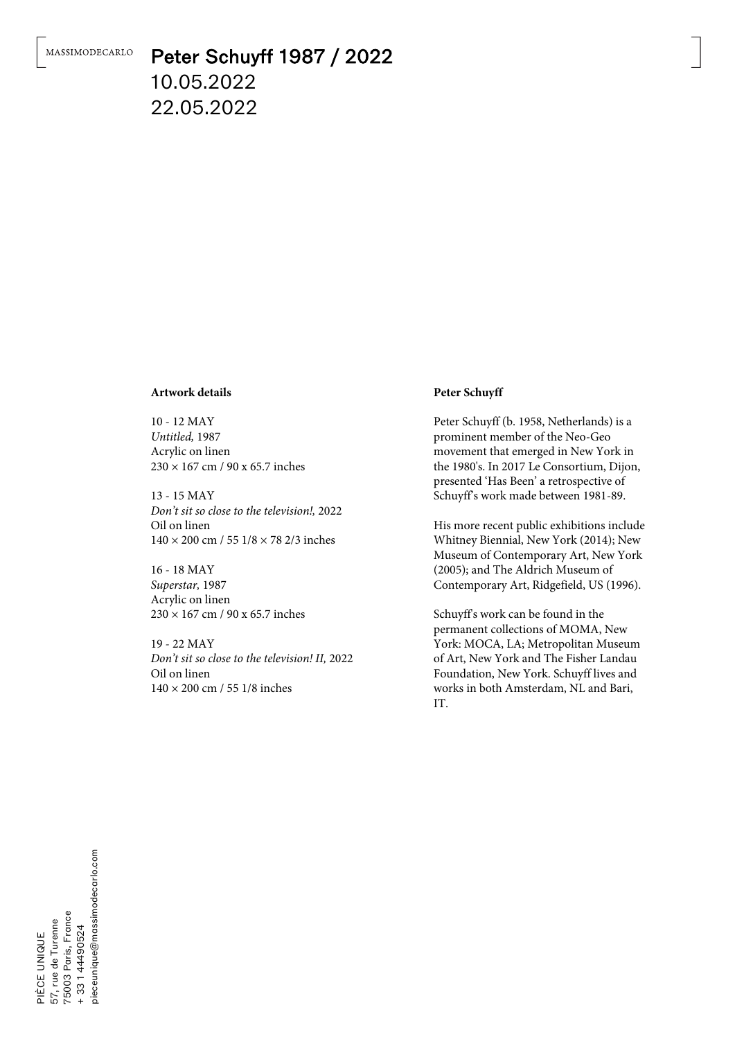MASSIMODECARLO

# Peter Schuyff 1987 / 2022

10.05.2022
22.05.2022

**Artwork details**

10 - 12 MAY
*Untitled,* 1987
Acrylic on linen
230 × 167 cm / 90 x 65.7 inches

13 - 15 MAY
*Don't sit so close to the television!,* 2022
Oil on linen
140 × 200 cm / 55 1/8 × 78 2/3 inches

16 - 18 MAY
*Superstar,* 1987
Acrylic on linen
230 × 167 cm / 90 x 65.7 inches

19 - 22 MAY
*Don't sit so close to the television! II,* 2022
Oil on linen
140 × 200 cm / 55 1/8 inches

**Peter Schuyff**

Peter Schuyff (b. 1958, Netherlands) is a prominent member of the Neo-Geo movement that emerged in New York in the 1980's. In 2017 Le Consortium, Dijon, presented 'Has Been' a retrospective of Schuyff's work made between 1981-89.

His more recent public exhibitions include Whitney Biennial, New York (2014); New Museum of Contemporary Art, New York (2005); and The Aldrich Museum of Contemporary Art, Ridgefield, US (1996).

Schuyff's work can be found in the permanent collections of MOMA, New York: MOCA, LA; Metropolitan Museum of Art, New York and The Fisher Landau Foundation, New York. Schuyff lives and works in both Amsterdam, NL and Bari, IT.

PIÈCE UNIQUE
57, rue de Turenne
75003 Paris, France
+ 33 1 44490524
pieceunique@massimodecarlo.com